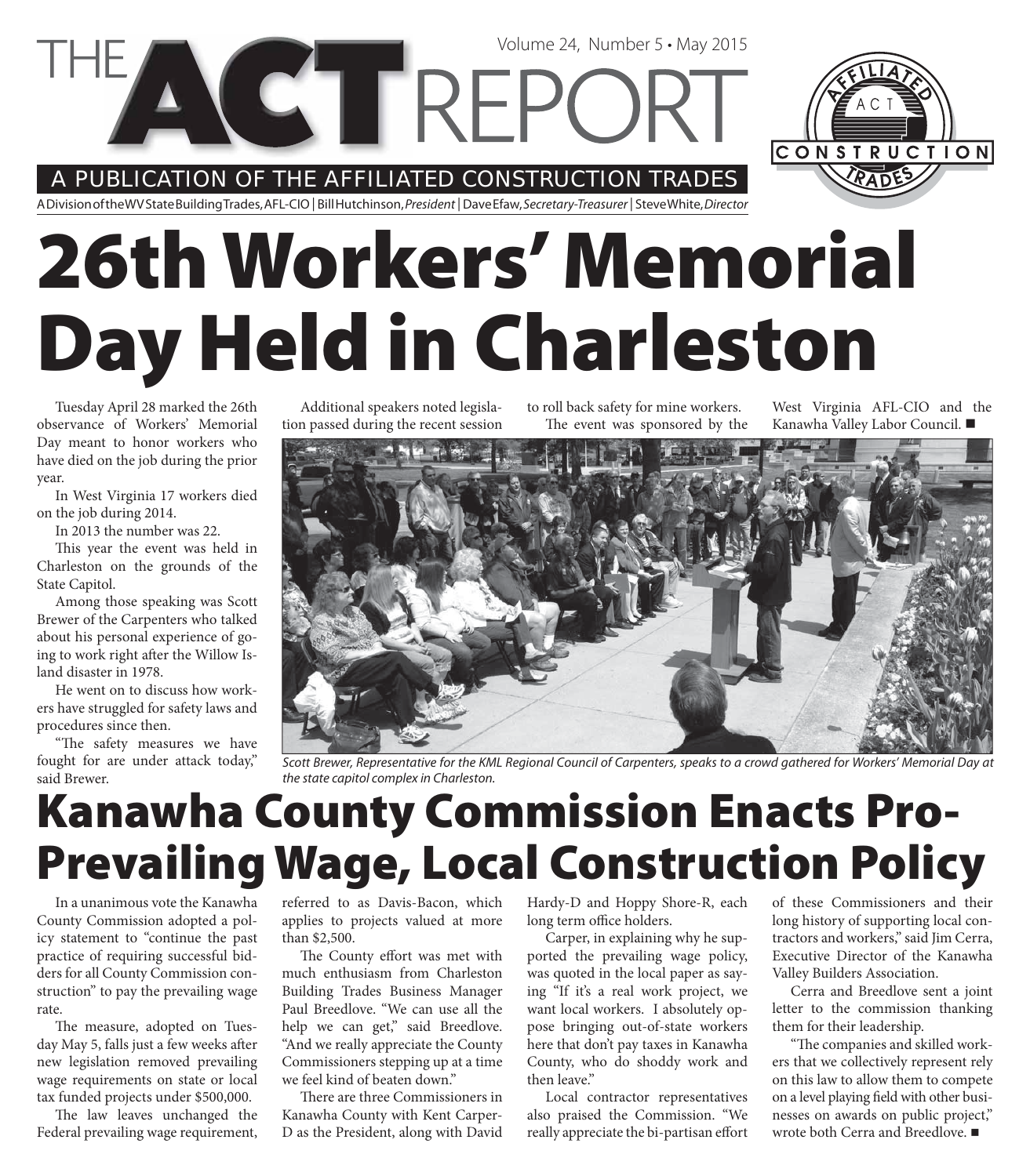# THE ACT REPORT

Volume 24, Number 5 • May 2015

A PUBLICATION OF THE AFFILIATED CONSTRUCTION TRADES

A Division of the WV State Building Trades, AFL-CIO | Bill Hutchinson, *President* | Dave Efaw, *Secretary-Treasurer* | Steve White, *Director*

# 26th Workers' Memorial Day Held in Charleston

Tuesday April 28 marked the 26th observance of Workers' Memorial Day meant to honor workers who have died on the job during the prior year.

In West Virginia 17 workers died on the job during 2014.

In 2013 the number was 22.

This year the event was held in Charleston on the grounds of the State Capitol.

Among those speaking was Scott Brewer of the Carpenters who talked about his personal experience of going to work right after the Willow Island disaster in 1978.

He went on to discuss how workers have struggled for safety laws and procedures since then.

"The safety measures we have fought for are under attack today," said Brewer.

Additional speakers noted legislation passed during the recent session to roll back safety for mine workers.

The event was sponsored by the West Virginia AFL-CIO and the Kanawha Valley Labor Council. ■

*Scott Brewer, Representative for the KML Regional Council of Carpenters, speaks to a crowd gathered for Workers' Memorial Day at the state capitol complex in Charleston.*

# Kanawha County Commission Enacts Pro-Prevailing Wage, Local Construction Policy

In a unanimous vote the Kanawha County Commission adopted a policy statement to "continue the past practice of requiring successful bidders for all County Commission construction" to pay the prevailing wage rate.

The measure, adopted on Tuesday May 5, falls just a few weeks after new legislation removed prevailing wage requirements on state or local tax funded projects under $500,000.

The law leaves unchanged the Federal prevailing wage requirement, referred to as Davis-Bacon, which applies to projects valued at more than $2,500.

The County effort was met with much enthusiasm from Charleston Building Trades Business Manager Paul Breedlove. "We can use all the help we can get," said Breedlove. "And we really appreciate the County Commissioners stepping up at a time we feel kind of beaten down."

There are three Commissioners in Kanawha County with Kent Carper-D as the President, along with David Hardy-D and Hoppy Shore-R, each long term office holders.

Carper, in explaining why he supported the prevailing wage policy, was quoted in the local paper as saying "If it's a real work project, we want local workers. I absolutely oppose bringing out-of-state workers here that don't pay taxes in Kanawha County, who do shoddy work and then leave."

Local contractor representatives also praised the Commission. "We really appreciate the bi-partisan effort of these Commissioners and their long history of supporting local contractors and workers," said Jim Cerra, Executive Director of the Kanawha Valley Builders Association.

Cerra and Breedlove sent a joint letter to the commission thanking them for their leadership.

"The companies and skilled workers that we collectively represent rely on this law to allow them to compete on a level playing field with other businesses on awards on public project," wrote both Cerra and Breedlove. ■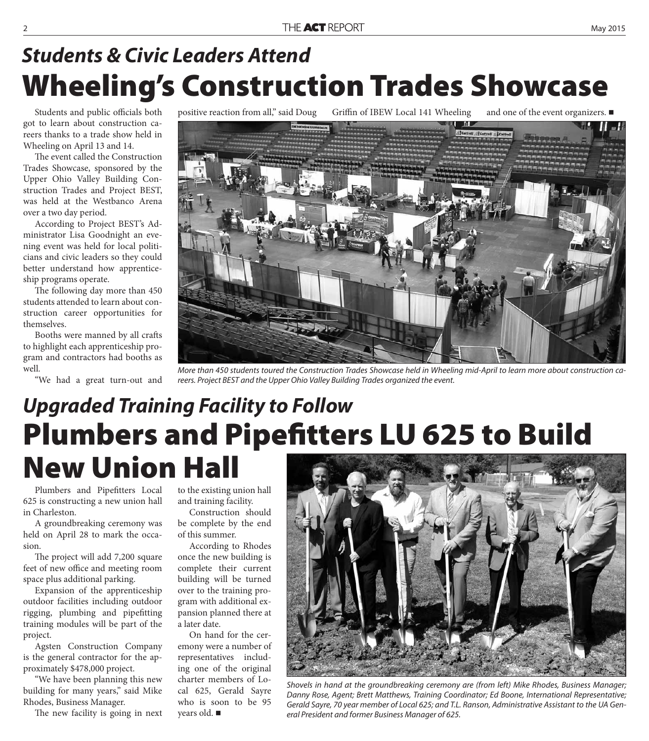## *Students & Civic Leaders Attend*

# Wheeling's Construction Trades Showcase

Students and public officials both got to learn about construction careers thanks to a trade show held in Wheeling on April 13 and 14.

The event called the Construction Trades Showcase, sponsored by the Upper Ohio Valley Building Construction Trades and Project BEST, was held at the Westbanco Arena over a two day period.

According to Project BEST's Administrator Lisa Goodnight an evening event was held for local politicians and civic leaders so they could better understand how apprenticeship programs operate.

The following day more than 450 students attended to learn about construction career opportunities for themselves.

Booths were manned by all crafts to highlight each apprenticeship program and contractors had booths as well.

"We had a great turn-out and positive reaction from all," said Doug Griffin of IBEW Local 141 Wheeling and one of the event organizers. ■

*More than 450 students toured the Construction Trades Showcase held in Wheeling mid-April to learn more about construction careers. Project BEST and the Upper Ohio Valley Building Trades organized the event.*

## *Upgraded Training Facility to Follow*

# Plumbers and Pipefitters LU 625 to Build New Union Hall

Plumbers and Pipefitters Local 625 is constructing a new union hall in Charleston.

A groundbreaking ceremony was held on April 28 to mark the occasion.

The project will add 7,200 square feet of new office and meeting room space plus additional parking.

Expansion of the apprenticeship outdoor facilities including outdoor rigging, plumbing and pipefitting training modules will be part of the project.

Agsten Construction Company is the general contractor for the approximately $478,000 project.

"We have been planning this new building for many years," said Mike Rhodes, Business Manager.

The new facility is going in next to the existing union hall and training facility.

Construction should be complete by the end of this summer.

According to Rhodes once the new building is complete their current building will be turned over to the training program with additional expansion planned there at a later date.

On hand for the ceremony were a number of representatives including one of the original charter members of Local 625, Gerald Sayre who is soon to be 95 years old. ■

*Shovels in hand at the groundbreaking ceremony are (from left) Mike Rhodes, Business Manager; Danny Rose, Agent; Brett Matthews, Training Coordinator; Ed Boone, International Representative; Gerald Sayre, 70 year member of Local 625; and T.L. Ranson, Administrative Assistant to the UA General President and former Business Manager of 625.*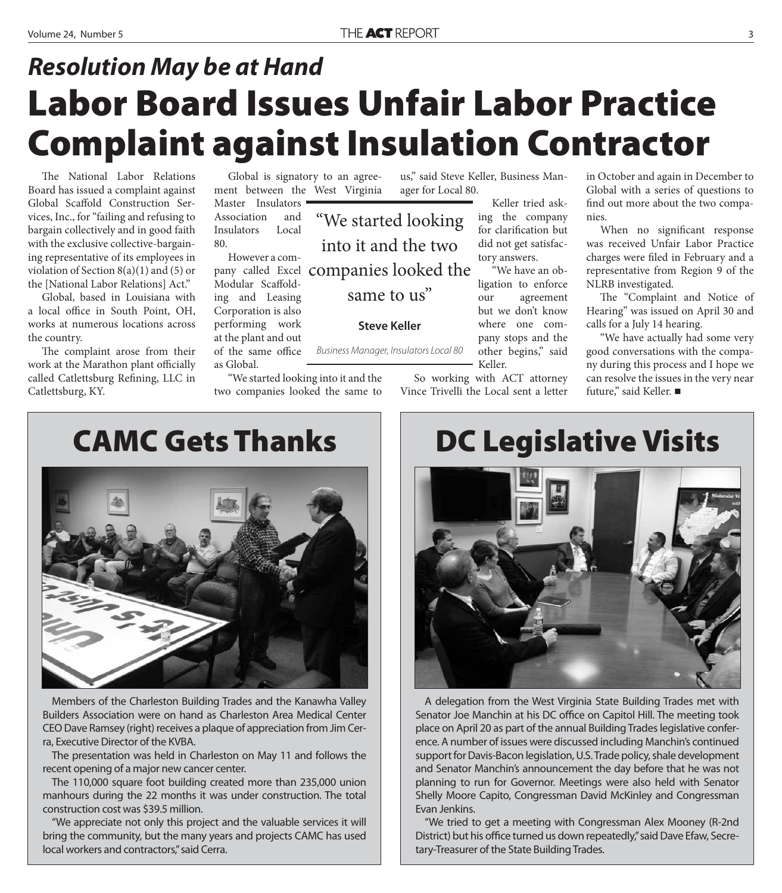## *Resolution May be at Hand*

# Labor Board Issues Unfair Labor Practice Complaint against Insulation Contractor

The National Labor Relations Board has issued a complaint against Global Scaffold Construction Services, Inc., for "failing and refusing to bargain collectively and in good faith with the exclusive collective-bargaining representative of its employees in violation of Section 8(a)(1) and (5) or the [National Labor Relations] Act."

Global, based in Louisiana with a local office in South Point, OH, works at numerous locations across the country.

The complaint arose from their work at the Marathon plant officially called Catlettsburg Refining, LLC in Catlettsburg, KY.

Global is signatory to an agreement between the West Virginia Master Insulators Association and Insulators Local 80.

However a company called Excel Modular Scaffolding and Leasing Corporation is also performing work at the plant and out of the same office as Global.

"We started looking into it and the two companies looked the same to us," said Steve Keller, Business Manager for Local 80.

> "We started looking into it and the two companies looked the same to us"
>
> **Steve Keller**
>
> *Business Manager, Insulators Local 80*

Keller tried asking the company for clarification but did not get satisfactory answers.

"We have an obligation to enforce our agreement but we don't know where one company stops and the other begins," said Keller.

So working with ACT attorney Vince Trivelli the Local sent a letter in October and again in December to Global with a series of questions to find out more about the two companies.

When no significant response was received Unfair Labor Practice charges were filed in February and a representative from Region 9 of the NLRB investigated.

The "Complaint and Notice of Hearing" was issued on April 30 and calls for a July 14 hearing.

"We have actually had some very good conversations with the company during this process and I hope we can resolve the issues in the very near future," said Keller. ■

## CAMC Gets Thanks

Members of the Charleston Building Trades and the Kanawha Valley Builders Association were on hand as Charleston Area Medical Center CEO Dave Ramsey (right) receives a plaque of appreciation from Jim Cerra, Executive Director of the KVBA.

The presentation was held in Charleston on May 11 and follows the recent opening of a major new cancer center.

The 110,000 square foot building created more than 235,000 union manhours during the 22 months it was under construction. The total construction cost was $39.5 million.

"We appreciate not only this project and the valuable services it will bring the community, but the many years and projects CAMC has used local workers and contractors," said Cerra.

## DC Legislative Visits

A delegation from the West Virginia State Building Trades met with Senator Joe Manchin at his DC office on Capitol Hill. The meeting took place on April 20 as part of the annual Building Trades legislative conference. A number of issues were discussed including Manchin's continued support for Davis-Bacon legislation, U.S. Trade policy, shale development and Senator Manchin's announcement the day before that he was not planning to run for Governor. Meetings were also held with Senator Shelly Moore Capito, Congressman David McKinley and Congressman Evan Jenkins.

"We tried to get a meeting with Congressman Alex Mooney (R-2nd District) but his office turned us down repeatedly," said Dave Efaw, Secretary-Treasurer of the State Building Trades.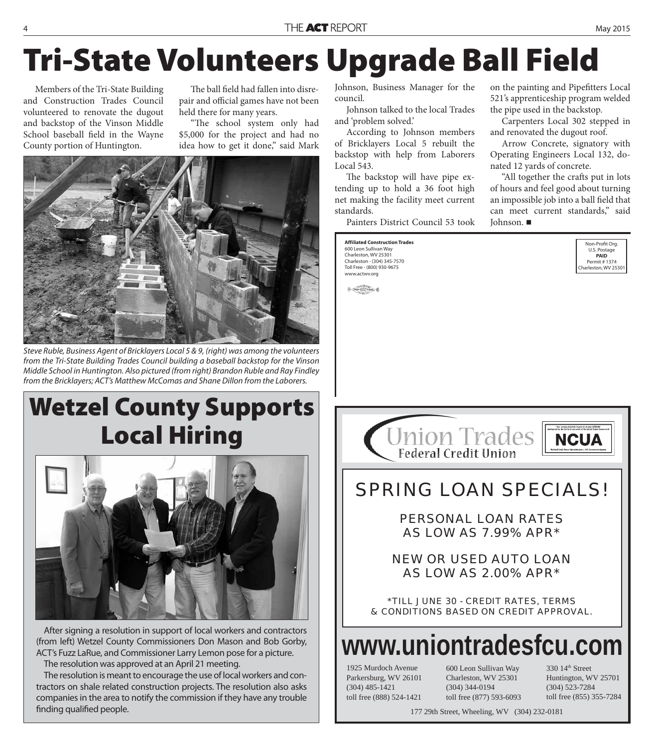# Tri-State Volunteers Upgrade Ball Field

Members of the Tri-State Building and Construction Trades Council volunteered to renovate the dugout and backstop of the Vinson Middle School baseball field in the Wayne County portion of Huntington.

The ball field had fallen into disrepair and official games have not been held there for many years.

"The school system only had $5,000 for the project and had no idea how to get it done," said Mark Johnson, Business Manager for the council.

Johnson talked to the local Trades and 'problem solved.'

According to Johnson members of Bricklayers Local 5 rebuilt the backstop with help from Laborers Local 543.

The backstop will have pipe extending up to hold a 36 foot high net making the facility meet current standards.

Painters District Council 53 took on the painting and Pipefitters Local 521's apprenticeship program welded the pipe used in the backstop.

Carpenters Local 302 stepped in and renovated the dugout roof.

Arrow Concrete, signatory with Operating Engineers Local 132, donated 12 yards of concrete.

"All together the crafts put in lots of hours and feel good about turning an impossible job into a ball field that can meet current standards," said Johnson. ■

*Steve Ruble, Business Agent of Bricklayers Local 5 & 9, (right) was among the volunteers from the Tri-State Building Trades Council building a baseball backstop for the Vinson Middle School in Huntington. Also pictured (from right) Brandon Ruble and Ray Findley from the Bricklayers; ACT's Matthew McComas and Shane Dillon from the Laborers.*

**Affiliated Construction Trades**
600 Leon Sullivan Way
Charleston, WV 25301
Charleston - (304) 345-7570
Toll Free - (800) 930-9675
www.actwv.org

Non-Profit Org.
U.S. Postage
**PAID**
Permit # 1374
Charleston, WV 25301

# Wetzel County Supports Local Hiring

After signing a resolution in support of local workers and contractors (from left) Wetzel County Commissioners Don Mason and Bob Gorby, ACT's Fuzz LaRue, and Commissioner Larry Lemon pose for a picture.

The resolution was approved at an April 21 meeting.

The resolution is meant to encourage the use of local workers and contractors on shale related construction projects. The resolution also asks companies in the area to notify the commission if they have any trouble finding qualified people.

## Union Trades Federal Credit Union

NCUA

## SPRING LOAN SPECIALS!

PERSONAL LOAN RATES AS LOW AS 7.99% APR*

NEW OR USED AUTO LOAN AS LOW AS 2.00% APR*

*TILL JUNE 30 - CREDIT RATES, TERMS & CONDITIONS BASED ON CREDIT APPROVAL.

## www.uniontradesfcu.com

1925 Murdoch Avenue
Parkersburg, WV 26101
(304) 485-1421
toll free (888) 524-1421

600 Leon Sullivan Way
Charleston, WV 25301
(304) 344-0194
toll free (877) 593-6093

330 14th Street
Huntington, WV 25701
(304) 523-7284
toll free (855) 355-7284

177 29th Street, Wheeling, WV (304) 232-0181